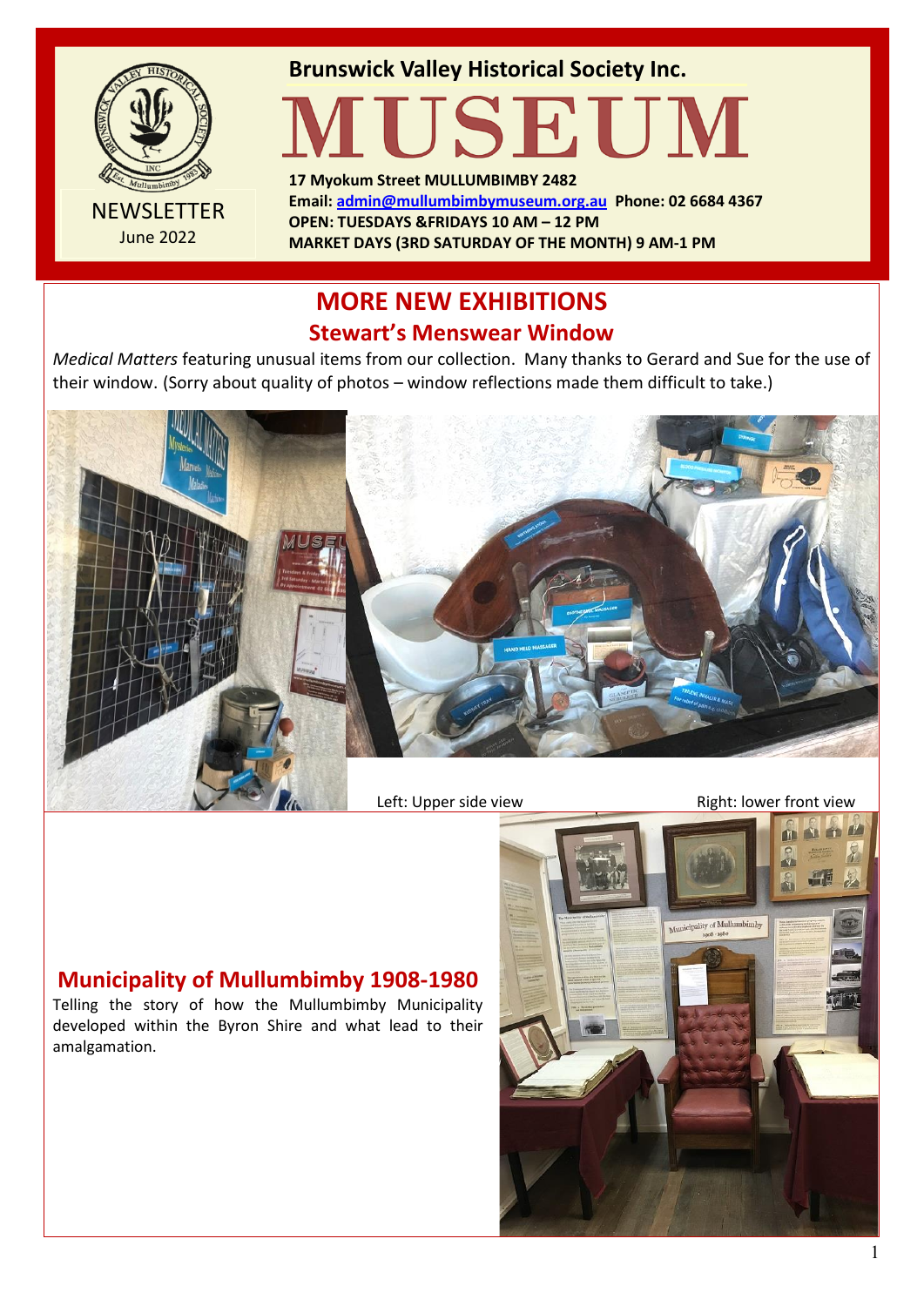# Brunswick Valley Historical Society Inc.

# MUSEUM

NEWSLETTER
June 2022

**17 Myokum Street MULLUMBIMBY 2482**
**Email: admin@mullumbimbymuseum.org.au Phone: 02 6684 4367**
**OPEN: TUESDAYS &FRIDAYS 10 AM – 12 PM**
**MARKET DAYS (3RD SATURDAY OF THE MONTH) 9 AM-1 PM**

## MORE NEW EXHIBITIONS

### Stewart's Menswear Window

*Medical Matters* featuring unusual items from our collection. Many thanks to Gerard and Sue for the use of their window. (Sorry about quality of photos – window reflections made them difficult to take.)

Left: Upper side view Right: lower front view

### Municipality of Mullumbimby 1908-1980

Telling the story of how the Mullumbimby Municipality developed within the Byron Shire and what lead to their amalgamation.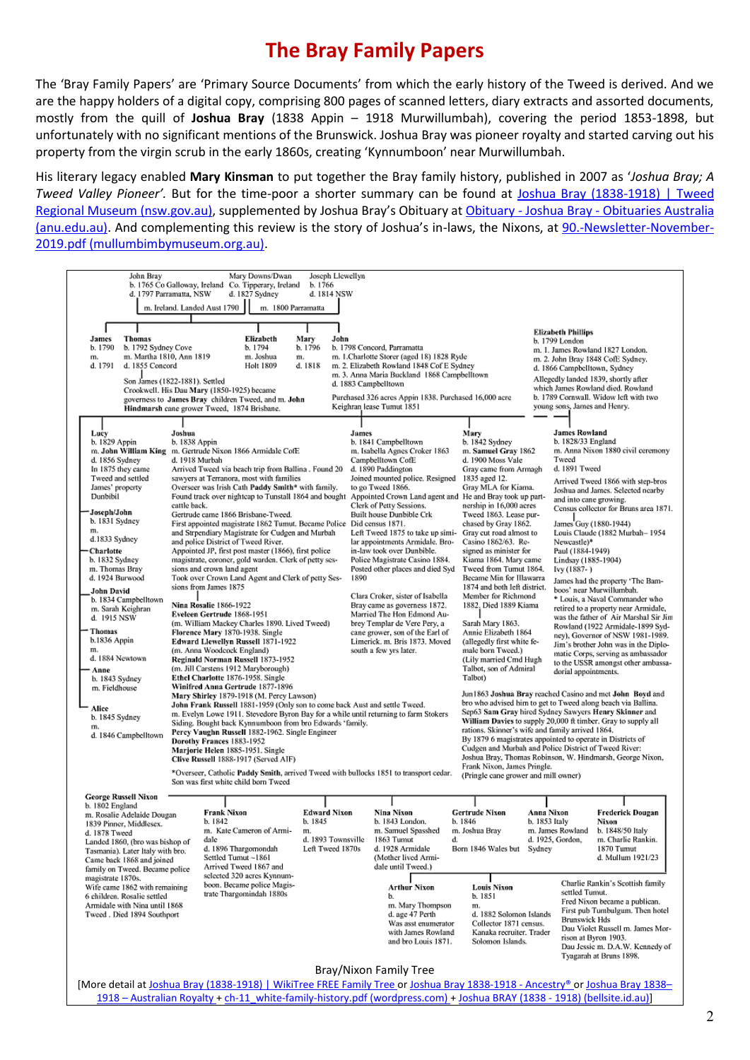# The Bray Family Papers

The 'Bray Family Papers' are 'Primary Source Documents' from which the early history of the Tweed is derived. And we are the happy holders of a digital copy, comprising 800 pages of scanned letters, diary extracts and assorted documents, mostly from the quill of **Joshua Bray** (1838 Appin – 1918 Murwillumbah), covering the period 1853-1898, but unfortunately with no significant mentions of the Brunswick. Joshua Bray was pioneer royalty and started carving out his property from the virgin scrub in the early 1860s, creating 'Kynnumboon' near Murwillumbah.

His literary legacy enabled **Mary Kinsman** to put together the Bray family history, published in 2007 as '*Joshua Bray; A Tweed Valley Pioneer'*. But for the time-poor a shorter summary can be found at Joshua Bray (1838-1918) | Tweed Regional Museum (nsw.gov.au), supplemented by Joshua Bray's Obituary at Obituary - Joshua Bray - Obituaries Australia (anu.edu.au). And complementing this review is the story of Joshua's in-laws, the Nixons, at 90.-Newsletter-November-2019.pdf (mullumbimbymuseum.org.au).

John Bray
b. 1765 Co Galloway, Ireland
d. 1797 Parramatta, NSW

Mary Downs/Dwan
Co. Tipperary, Ireland
d. 1827 Sydney

Joseph Llewellyn
b. 1766
d. 1814 NSW

m. Ireland. Landed Aust 1790 | m. 1800 Parramatta

**James**
b. 1790
m.
d. 1791

**Thomas**
b. 1792 Sydney Cove
m. Martha 1810, Ann 1819
d. 1855 Concord

Son James (1822-1881). Settled Crookwell. His Dau **Mary** (1850-1925) became governess to **James Bray** children Tweed, and m. **John Hindmarsh** cane grower Tweed, 1874 Brisbane.

**Elizabeth**
b. 1794
m. Edward Holt 1809

**Mary**
b. 1796
m.
d. 1818

**John**
b. 1798 Concord, Parramatta
m. 1.Charlotte Storer (aged 18) 1828 Ryde
m. 2. Elizabeth Rowland 1848 C of E Sydney
m. 3. Anna Maria Buckland 1868 Campbelltown
d. 1883 Campbelltown

Purchased 326 acres Appin 1838. Purchased 16,000 acre Keighran lease Tumut 1851

**Elizabeth Phillips**
b. 1799 London
m. 1. James Rowland 1827 London.
m. 2. John Bray 1848 CofE Sydney.
d. 1866 Campbelltown, Sydney

Allegedly landed 1839, shortly after which James Rowland died. Rowland b. 1789 Cornwall. Widow left with two young sons, James and Henry.

**Lucy**
b. 1829 Appin
m. **John William King**
d. 1856 Sydney
In 1875 they came Tweed and settled James' property Dunbibil

**Joseph/John**
b. 1831 Sydney
m.
d.1833 Sydney

**Charlotte**
b. 1832 Sydney
m. Thomas Bray
d. 1924 Burwood

**John David**
b. 1834 Campbelltown
m. Sarah Keighran
d. 1915 NSW

**Thomas**
b.1836 Appin
m.
d. 1884 Newtown

**Anne**
b. 1843 Sydney
m. Fieldhouse

**Alice**
b. 1845 Sydney
m.
d. 1846 Campbelltown

**Joshua**
b. 1838 Appin
m. Gertrude Nixon 1866 Armidale CofE
d. 1918 Murbah
Arrived Tweed via beach trip from Ballina . Found 20 sawyers at Terranora, most with families
Overseer was Irish Cath **Paddy Smith*** with family.
Found track over nightcap to Tunstall 1864 and bought cattle back.
Gertrude came 1866 Brisbane-Tweed.
First appointed magistrate 1862 Tumut. Became Police and Strpendiary Magistrate for Cudgen and Murbah and police District of Tweed River.
Appointed JP, first post master (1866), first police magistrate, coroner, gold warden. Clerk of petty sessions and crown land agent
Took over Crown Land Agent and Clerk of petty Sessions from James 1875

**Nina Rosalie** 1866-1922
**Eveleen Gertrude** 1868-1951
(m. William Mackey Charles 1890. Lived Tweed)
**Florence Mary** 1870-1938. Single
**Edward Llewellyn Russell** 1871-1922
(m. Anna Woodcock England)
**Reginald Norman Russell** 1873-1952
(m. Jill Carstens 1912 Maryborough)
**Ethel Charlotte** 1876-1958. Single
**Winifred Anna Gertrude** 1877-1896
**Mary Shirley** 1879-1918 (M. Percy Lawson)
**John Frank Russell** 1881-1959 (Only son to come back Aust and settle Tweed.
m. Evelyn Lowe 1911. Stevedore Byron Bay for a while until returning to farm Stokers Siding. Bought back Kynnumboon from bro Edwards 'family.
**Percy Vaughn Russell** 1882-1962. Single Engineer
**Dorothy Frances** 1883-1952
**Marjorie Helen** 1885-1951. Single
**Clive Russell** 1888-1917 (Served AIF)

*Overseer, Catholic **Paddy Smith**, arrived Tweed with bullocks 1851 to transport cedar. Son was first white child born Tweed

**James**
b. 1841 Campbelltown
m. Isabella Agnes Croker 1863 Campbelltown CofE
d. 1890 Paddington
Joined mounted police. Resigned to go Tweed 1866.
Appointed Crown Land agent and Clerk of Petty Sessions.
Built house Dunbible Crk
Did census 1871.
Left Tweed 1875 to take up similar appointments Armidale. Brother-in-law took over Dunbible.
Police Magistrate Casino 1884.
Posted other places and died Syd 1890

Clara Croker, sister of Isabella Bray came as governess 1872. Married The Hon Edmond Aubrey Templar de Vere Pery, a cane grower, son of the Earl of Limerick. m. Bris 1873. Moved south a few yrs later.

**Mary**
b. 1842 Sydney
m. **Samuel Gray** 1862
d. 1900 Moss Vale
Gray came from Armagh 1835 aged 12.
Gray MLA for Kiama.
He and Bray took up partnership in 16,000 acres Tweed 1863. Lease purchased by Gray 1862.
Gray cut road almost to Casino 1862/63. Resigned as minister for Kiama 1864. Mary came Tweed from Tumut 1864.
Became Min for Illawarra 1874 and both left district.
Member for Richmond 1882. Died 1889 Kiama

Sarah Mary 1863.
Annie Elizabeth 1864 (allegedly first white female born Tweed.)
(Lily married Cmd Hugh Talbot, son of Admiral Talbot)

**James Rowland**
b. 1828/33 England
m. Anna Nixon 1880 civil ceremony Tweed
d. 1891 Tweed
Arrived Tweed 1866 with step-bros Joshua and James. Selected nearby and into cane growing.
Census collector for Bruns area 1871.

James Guy (1880-1944)
Louis Claude (1882 Murbah– 1954 Newcastle)*
Paul (1884-1949)
Lindsay (1885-1904)
Ivy (1887- )

James had the property 'The Bamboos' near Murwillumbah.
* Louis, a Naval Commander who retired to a property near Armidale, was the father of Air Marshal Sir Jim Rowland (1922 Armidale-1899 Sydney), Governor of NSW 1981-1989. Jim's brother John was in the Diplomatic Corps, serving as ambassador to the USSR amongst other ambassadorial appointments.

Jun1863 **Joshua Bray** reached Casino and met **John Boyd** and bro who advised him to get to Tweed along beach via Ballina.
Sep63 **Sam Gray** hired Sydney Sawyers **Henry Skinner** and **William Davies** to supply 20,000 ft timber. Gray to supply all rations. Skinner's wife and family arrived 1864.
By 1879 6 magistrates appointed to operate in Districts of Cudgen and Murbah and Police District of Tweed River: Joshua Bray, Thomas Robinson, W. Hindmarsh, George Nixon, Frank Nixon, James Pringle.
(Pringle cane grower and mill owner)

**George Russell Nixon**
b. 1802 England
m. Rosalie Adelaide Dougan 1839 Pinner, Middlesex.
d. 1878 Tweed
Landed 1860, (bro was bishop of Tasmania). Later Italy with bro. Came back 1868 and joined family on Tweed. Became police magistrate 1870s.
Wife came 1862 with remaining 6 children. Rosalie settled Armidale with Nina until 1868 Tweed . Died 1894 Southport

**Frank Nixon**
b. 1842
m. Kate Cameron of Armidale
d. 1896 Thargomondah
Settled Tumut ~1861
Arrived Tweed 1867 and selected 320 acres Kynnumboon. Became police Magistrate Thargomindah 1880s

**Edward Nixon**
b. 1845
m.
d. 1893 Townsville
Left Tweed 1870s

**Nina Nixon**
b. 1843 London.
m. Samuel Spasshed 1863 Tumut
d. 1928 Armidale
(Mother lived Armidale until Tweed.)

**Gertrude Nixon**
b. 1846
m. Joshua Bray
d.
Born 1846 Wales but

**Anna Nixon**
b. 1853 Italy
m. James Rowland
d. 1925, Gordon, Sydney

**Frederick Dougan Nixon**
b. 1848/50 Italy
m. Charlie Rankin.
1870 Tumut
d. Mullum 1921/23

**Arthur Nixon**
b.
m. Mary Thompson
d. age 47 Perth
Was asst enumerator with James Rowland and bro Louis 1871.

**Louis Nixon**
b. 1851
m.
d. 1882 Solomon Islands
Collector 1871 census.
Kanaka recruiter. Trader Solomon Islands.

Charlie Rankin's Scottish family settled Tumut.
Fred Nixon became a publican. First pub Tumbulgum. Then hotel Brunswick Hds
Dau Violet Russell m. James Morrison at Byron 1903.
Dau Jessie m. D.A.W. Kennedy of Tyagarah at Bruns 1898.

Bray/Nixon Family Tree

[More detail at Joshua Bray (1838-1918) | WikiTree FREE Family Tree or Joshua Bray 1838-1918 - Ancestry® or Joshua Bray 1838–1918 – Australian Royalty + ch-11_white-family-history.pdf (wordpress.com) + Joshua BRAY (1838 - 1918) (bellsite.id.au)]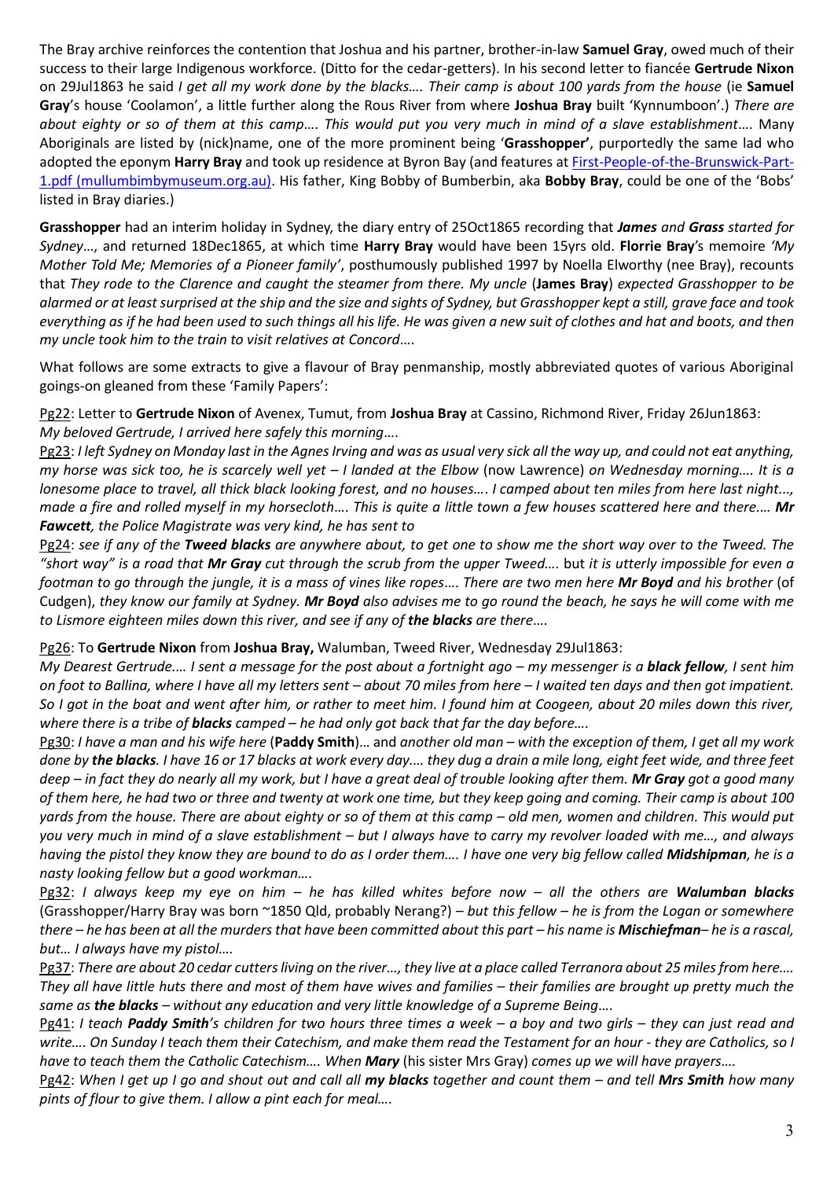The Bray archive reinforces the contention that Joshua and his partner, brother-in-law **Samuel Gray**, owed much of their success to their large Indigenous workforce. (Ditto for the cedar-getters). In his second letter to fiancée **Gertrude Nixon** on 29Jul1863 he said *I get all my work done by the blacks…. Their camp is about 100 yards from the house* (ie **Samuel Gray**'s house 'Coolamon', a little further along the Rous River from where **Joshua Bray** built 'Kynnumboon'.) *There are about eighty or so of them at this camp…. This would put you very much in mind of a slave establishment….* Many Aboriginals are listed by (nick)name, one of the more prominent being '**Grasshopper'**, purportedly the same lad who adopted the eponym **Harry Bray** and took up residence at Byron Bay (and features at [First-People-of-the-Brunswick-Part-1.pdf (mullumbimbymuseum.org.au)](First-People-of-the-Brunswick-Part-1.pdf). His father, King Bobby of Bumberbin, aka **Bobby Bray**, could be one of the 'Bobs' listed in Bray diaries.)

**Grasshopper** had an interim holiday in Sydney, the diary entry of 25Oct1865 recording that ***James** and **Grass** started for Sydney*…, and returned 18Dec1865, at which time **Harry Bray** would have been 15yrs old. **Florrie Bray**'s memoire *'My Mother Told Me; Memories of a Pioneer family'*, posthumously published 1997 by Noella Elworthy (nee Bray), recounts that *They rode to the Clarence and caught the steamer from there. My uncle* (**James Bray**) *expected Grasshopper to be alarmed or at least surprised at the ship and the size and sights of Sydney, but Grasshopper kept a still, grave face and took everything as if he had been used to such things all his life. He was given a new suit of clothes and hat and boots, and then my uncle took him to the train to visit relatives at Concord….*

What follows are some extracts to give a flavour of Bray penmanship, mostly abbreviated quotes of various Aboriginal goings-on gleaned from these 'Family Papers':

Pg22: Letter to **Gertrude Nixon** of Avenex, Tumut, from **Joshua Bray** at Cassino, Richmond River, Friday 26Jun1863:
*My beloved Gertrude, I arrived here safely this morning….*

Pg23: *I left Sydney on Monday last in the Agnes Irving and was as usual very sick all the way up, and could not eat anything, my horse was sick too, he is scarcely well yet – I landed at the Elbow* (now Lawrence) *on Wednesday morning…. It is a lonesome place to travel, all thick black looking forest, and no houses…. I camped about ten miles from here last night…, made a fire and rolled myself in my horsecloth…. This is quite a little town a few houses scattered here and there.… **Mr Fawcett**, the Police Magistrate was very kind, he has sent to*

Pg24: *see if any of the **Tweed blacks** are anywhere about, to get one to show me the short way over to the Tweed. The "short way" is a road that **Mr Gray** cut through the scrub from the upper Tweed….* but *it is utterly impossible for even a footman to go through the jungle, it is a mass of vines like ropes…. There are two men here **Mr Boyd** and his brother* (of Cudgen), *they know our family at Sydney. **Mr Boyd** also advises me to go round the beach, he says he will come with me to Lismore eighteen miles down this river, and see if any of **the blacks** are there….*

Pg26: To **Gertrude Nixon** from **Joshua Bray,** Walumban, Tweed River, Wednesday 29Jul1863:
*My Dearest Gertrude…. I sent a message for the post about a fortnight ago – my messenger is a **black fellow**, I sent him on foot to Ballina, where I have all my letters sent – about 70 miles from here – I waited ten days and then got impatient. So I got in the boat and went after him, or rather to meet him. I found him at Coogeen, about 20 miles down this river, where there is a tribe of **blacks** camped – he had only got back that far the day before….*

Pg30: *I have a man and his wife here* (**Paddy Smith**)… and *another old man – with the exception of them, I get all my work done by **the blacks**. I have 16 or 17 blacks at work every day.… they dug a drain a mile long, eight feet wide, and three feet deep – in fact they do nearly all my work, but I have a great deal of trouble looking after them. **Mr Gray** got a good many of them here, he had two or three and twenty at work one time, but they keep going and coming. Their camp is about 100 yards from the house. There are about eighty or so of them at this camp – old men, women and children. This would put you very much in mind of a slave establishment – but I always have to carry my revolver loaded with me…, and always having the pistol they know they are bound to do as I order them…. I have one very big fellow called **Midshipman**, he is a nasty looking fellow but a good workman….*

Pg32: *I always keep my eye on him – he has killed whites before now – all the others are **Walumban blacks*** (Grasshopper/Harry Bray was born ~1850 Qld, probably Nerang?) *– but this fellow – he is from the Logan or somewhere there – he has been at all the murders that have been committed about this part – his name is **Mischiefman**– he is a rascal, but… I always have my pistol….*

Pg37: *There are about 20 cedar cutters living on the river…, they live at a place called Terranora about 25 miles from here…. They all have little huts there and most of them have wives and families – their families are brought up pretty much the same as **the blacks** – without any education and very little knowledge of a Supreme Being….*

Pg41: *I teach **Paddy Smith**'s children for two hours three times a week – a boy and two girls – they can just read and write…. On Sunday I teach them their Catechism, and make them read the Testament for an hour - they are Catholics, so I have to teach them the Catholic Catechism…. When **Mary*** (his sister Mrs Gray) *comes up we will have prayers….*

Pg42: *When I get up I go and shout out and call all **my blacks** together and count them – and tell **Mrs Smith** how many pints of flour to give them. I allow a pint each for meal….*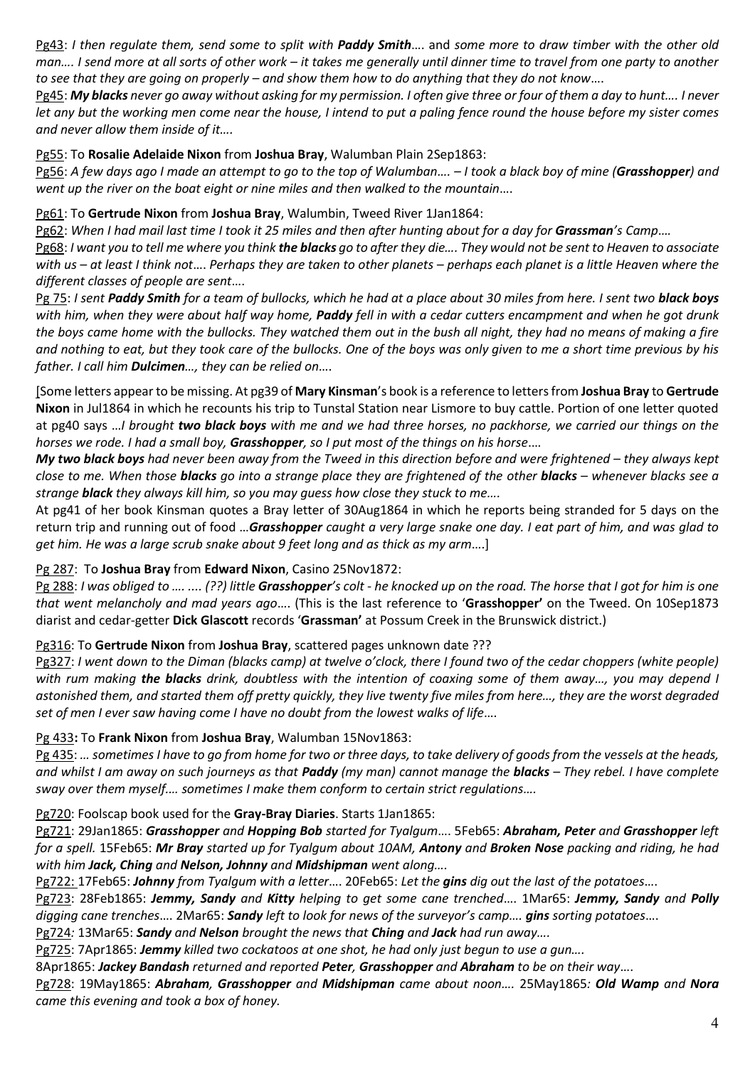Pg43: *I then regulate them, send some to split with **Paddy Smith**….* and *some more to draw timber with the other old man…. I send more at all sorts of other work – it takes me generally until dinner time to travel from one party to another to see that they are going on properly – and show them how to do anything that they do not know*….

Pg45: ***My blacks** never go away without asking for my permission. I often give three or four of them a day to hunt…. I never let any but the working men come near the house, I intend to put a paling fence round the house before my sister comes and never allow them inside of it….*

Pg55: To **Rosalie Adelaide Nixon** from **Joshua Bray**, Walumban Plain 2Sep1863:

Pg56: *A few days ago I made an attempt to go to the top of Walumban…. – I took a black boy of mine (**Grasshopper**) and went up the river on the boat eight or nine miles and then walked to the mountain*….

Pg61: To **Gertrude Nixon** from **Joshua Bray**, Walumbin, Tweed River 1Jan1864:

Pg62: *When I had mail last time I took it 25 miles and then after hunting about for a day for **Grassman**'s Camp….*

Pg68: *I want you to tell me where you think **the blacks** go to after they die…. They would not be sent to Heaven to associate with us – at least I think not…. Perhaps they are taken to other planets – perhaps each planet is a little Heaven where the different classes of people are sent*….

Pg 75: *I sent **Paddy Smith** for a team of bullocks, which he had at a place about 30 miles from here. I sent two **black boys** with him, when they were about half way home, **Paddy** fell in with a cedar cutters encampment and when he got drunk the boys came home with the bullocks. They watched them out in the bush all night, they had no means of making a fire and nothing to eat, but they took care of the bullocks. One of the boys was only given to me a short time previous by his father. I call him **Dulcimen**…, they can be relied on*….

[Some letters appear to be missing. At pg39 of **Mary Kinsman**'s book is a reference to letters from **Joshua Bray** to **Gertrude Nixon** in Jul1864 in which he recounts his trip to Tunstal Station near Lismore to buy cattle. Portion of one letter quoted at pg40 says …*I brought **two black boys** with me and we had three horses, no packhorse, we carried our things on the horses we rode. I had a small boy, **Grasshopper**, so I put most of the things on his horse*….

***My two black boys** had never been away from the Tweed in this direction before and were frightened – they always kept close to me. When those **blacks** go into a strange place they are frightened of the other **blacks** – whenever blacks see a strange **black** they always kill him, so you may guess how close they stuck to me….*

At pg41 of her book Kinsman quotes a Bray letter of 30Aug1864 in which he reports being stranded for 5 days on the return trip and running out of food …***Grasshopper** caught a very large snake one day. I eat part of him, and was glad to get him. He was a large scrub snake about 9 feet long and as thick as my arm*….]

Pg 287: To **Joshua Bray** from **Edward Nixon**, Casino 25Nov1872:

Pg 288: *I was obliged to …. …. (??) little **Grasshopper**'s colt - he knocked up on the road. The horse that I got for him is one that went melancholy and mad years ago*…. (This is the last reference to '**Grasshopper'** on the Tweed. On 10Sep1873 diarist and cedar-getter **Dick Glascott** records '**Grassman'** at Possum Creek in the Brunswick district.)

Pg316: To **Gertrude Nixon** from **Joshua Bray**, scattered pages unknown date ???

Pg327: *I went down to the Diman (blacks camp) at twelve o'clock, there I found two of the cedar choppers (white people) with rum making **the blacks** drink, doubtless with the intention of coaxing some of them away…, you may depend I astonished them, and started them off pretty quickly, they live twenty five miles from here…, they are the worst degraded set of men I ever saw having come I have no doubt from the lowest walks of life*….

Pg 433**:** To **Frank Nixon** from **Joshua Bray**, Walumban 15Nov1863:

Pg 435: *… sometimes I have to go from home for two or three days, to take delivery of goods from the vessels at the heads, and whilst I am away on such journeys as that **Paddy** (my man) cannot manage the **blacks** – They rebel. I have complete sway over them myself…. sometimes I make them conform to certain strict regulations….*

Pg720: Foolscap book used for the **Gray-Bray Diaries**. Starts 1Jan1865:

Pg721: 29Jan1865: ***Grasshopper** and **Hopping Bob** started for Tyalgum*…. 5Feb65: ***Abraham, Peter** and **Grasshopper** left for a spell.* 15Feb65: ***Mr Bray** started up for Tyalgum about 10AM, **Antony** and **Broken Nose** packing and riding, he had with him **Jack, Ching** and **Nelson, Johnny** and **Midshipman** went along….*

Pg722: 17Feb65: ***Johnny** from Tyalgum with a letter*…. 20Feb65: *Let the **gins** dig out the last of the potatoes*….

Pg723: 28Feb1865: ***Jemmy, Sandy** and **Kitty** helping to get some cane trenched*…. 1Mar65: ***Jemmy, Sandy** and **Polly** digging cane trenches*…. 2Mar65: ***Sandy** left to look for news of the surveyor's camp…. **gins** sorting potatoes*….

Pg724*:* 13Mar65: ***Sandy** and **Nelson** brought the news that **Ching** and **Jack** had run away….*

Pg725: 7Apr1865: ***Jemmy** killed two cockatoos at one shot, he had only just begun to use a gun….*

8Apr1865: ***Jackey Bandash** returned and reported **Peter, Grasshopper** and **Abraham** to be on their way*….

Pg728: 19May1865: ***Abraham, Grasshopper** and **Midshipman** came about noon….* 25May1865*: **Old Wamp** and **Nora** came this evening and took a box of honey.*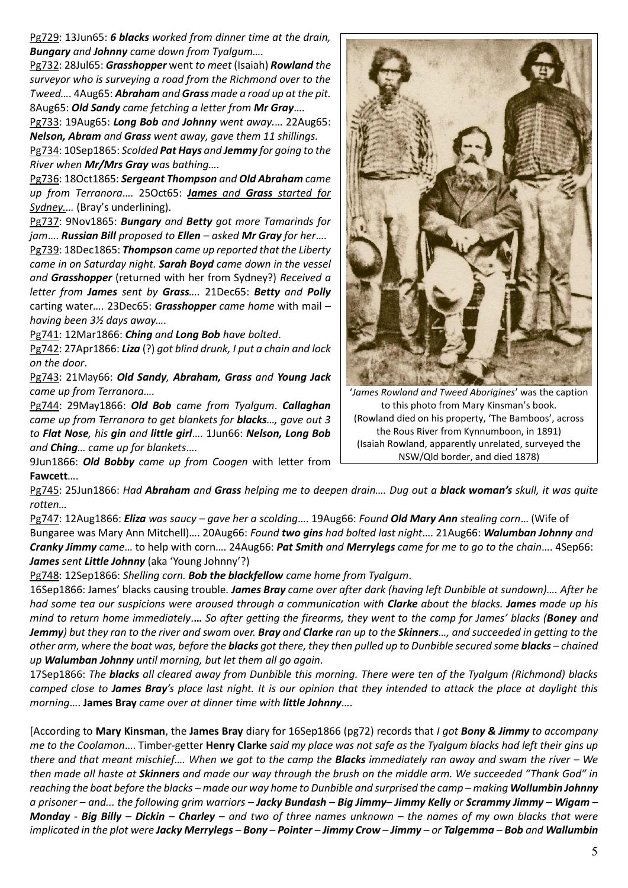Pg729: 13Jun65: ***6 blacks** worked from dinner time at the drain, **Bungary** and **Johnny** came down from Tyalgum….*

Pg732: 28Jul65: ***Grasshopper** went to meet* (Isaiah) ***Rowland** the surveyor who is surveying a road from the Richmond over to the Tweed….* 4Aug65: ***Abraham** and **Grass** made a road up at the pit.* 8Aug65: ***Old Sandy** came fetching a letter from **Mr Gray**….*

Pg733: 19Aug65: ***Long Bob** and **Johnny** went away.…* 22Aug65: ***Nelson, Abram** and **Grass** went away, gave them 11 shillings.*

Pg734: 10Sep1865: *Scolded **Pat Hays** and **Jemmy** for going to the River when **Mr/Mrs Gray** was bathing….*

Pg736: 18Oct1865: ***Sergeant Thompson** and **Old Abraham** came up from Terranora….* 25Oct65: ***James** and **Grass** started for Sydney.…* (Bray's underlining).

Pg737: 9Nov1865: ***Bungary** and **Betty** got more Tamarinds for jam…. **Russian Bill** proposed to **Ellen** – asked **Mr Gray** for her….*

Pg739: 18Dec1865: ***Thompson** came up reported that the Liberty came in on Saturday night. **Sarah Boyd** came down in the vessel and **Grasshopper*** (returned with her from Sydney?) *Received a letter from **James** sent by **Grass**….* 21Dec65: ***Betty** and **Polly*** carting water…. 23Dec65: ***Grasshopper** came home* with mail – *having been 3½ days away….*

Pg741: 12Mar1866: ***Ching** and **Long Bob** have bolted*.

Pg742: 27Apr1866: ***Liza*** (?) *got blind drunk, I put a chain and lock on the door*.

Pg743: 21May66: ***Old Sandy**, **Abraham, Grass** and **Young Jack** came up from Terranora….*

Pg744: 29May1866: ***Old Bob** came from Tyalgum*. ***Callaghan** came up from Terranora to get blankets for **blacks**…, gave out 3 to **Flat Nose**, his **gin** and **little girl**….* 1Jun66: ***Nelson, Long Bob** and **Ching**… came up for blankets*….

9Jun1866: ***Old Bobby** came up from Coogen* with letter from **Fawcett**….

'*James Rowland and Tweed Aborigines*' was the caption to this photo from Mary Kinsman's book. (Rowland died on his property, 'The Bamboos', across the Rous River from Kynnumboon, in 1891) (Isaiah Rowland, apparently unrelated, surveyed the NSW/Qld border, and died 1878)

Pg745: 25Jun1866: *Had **Abraham** and **Grass** helping me to deepen drain…. Dug out a **black woman's** skull, it was quite rotten…*

Pg747: 12Aug1866: ***Eliza** was saucy – gave her a scolding….* 19Aug66: *Found **Old Mary Ann** stealing corn*… (Wife of Bungaree was Mary Ann Mitchell)…. 20Aug66: *Found **two gins** had bolted last night….* 21Aug66: ***Walumban Johnny** and **Cranky Jimmy** came*… to help with corn…. 24Aug66: ***Pat Smith** and **Merrylegs** came for me to go to the chain*…. 4Sep66: ***James** sent **Little Johnny*** (aka 'Young Johnny'?)

Pg748: 12Sep1866: *Shelling corn. **Bob the blackfellow** came home from Tyalgum*.

16Sep1866: James' blacks causing trouble. ***James Bray** came over after dark (having left Dunbible at sundown)…. After he had some tea our suspicions were aroused through a communication with **Clarke** about the blacks. **James** made up his mind to return home immediately…. So after getting the firearms, they went to the camp for James' blacks (**Boney** and **Jemmy**) but they ran to the river and swam over. **Bray** and **Clarke** ran up to the **Skinners**…, and succeeded in getting to the other arm, where the boat was, before the **blacks** got there, they then pulled up to Dunbible secured some **blacks** – chained up **Walumban Johnny** until morning, but let them all go again*.

17Sep1866: *The **blacks** all cleared away from Dunbible this morning. There were ten of the Tyalgum (Richmond) blacks camped close to **James Bray**'s place last night. It is our opinion that they intended to attack the place at daylight this morning….* **James Bray** *came over at dinner time with **little Johnny**….*

[According to **Mary Kinsman**, the **James Bray** diary for 16Sep1866 (pg72) records that *I got **Bony & Jimmy** to accompany me to the Coolamon….* Timber-getter **Henry Clarke** *said my place was not safe as the Tyalgum blacks had left their gins up there and that meant mischief…. When we got to the camp the **Blacks** immediately ran away and swam the river – We then made all haste at **Skinners** and made our way through the brush on the middle arm. We succeeded "Thank God" in reaching the boat before the blacks – made our way home to Dunbible and surprised the camp – making **Wollumbin Johnny** a prisoner – and... the following grim warriors – **Jacky Bundash** – **Big Jimmy**– **Jimmy Kelly** or **Scrammy Jimmy** – **Wigam** – **Monday** - **Big Billy** – **Dickin** – **Charley** – and two of three names unknown – the names of my own blacks that were implicated in the plot were **Jacky Merrylegs** – **Bony** – **Pointer** – **Jimmy Crow** – **Jimmy** – or **Talgemma** – **Bob** and **Wallumbin***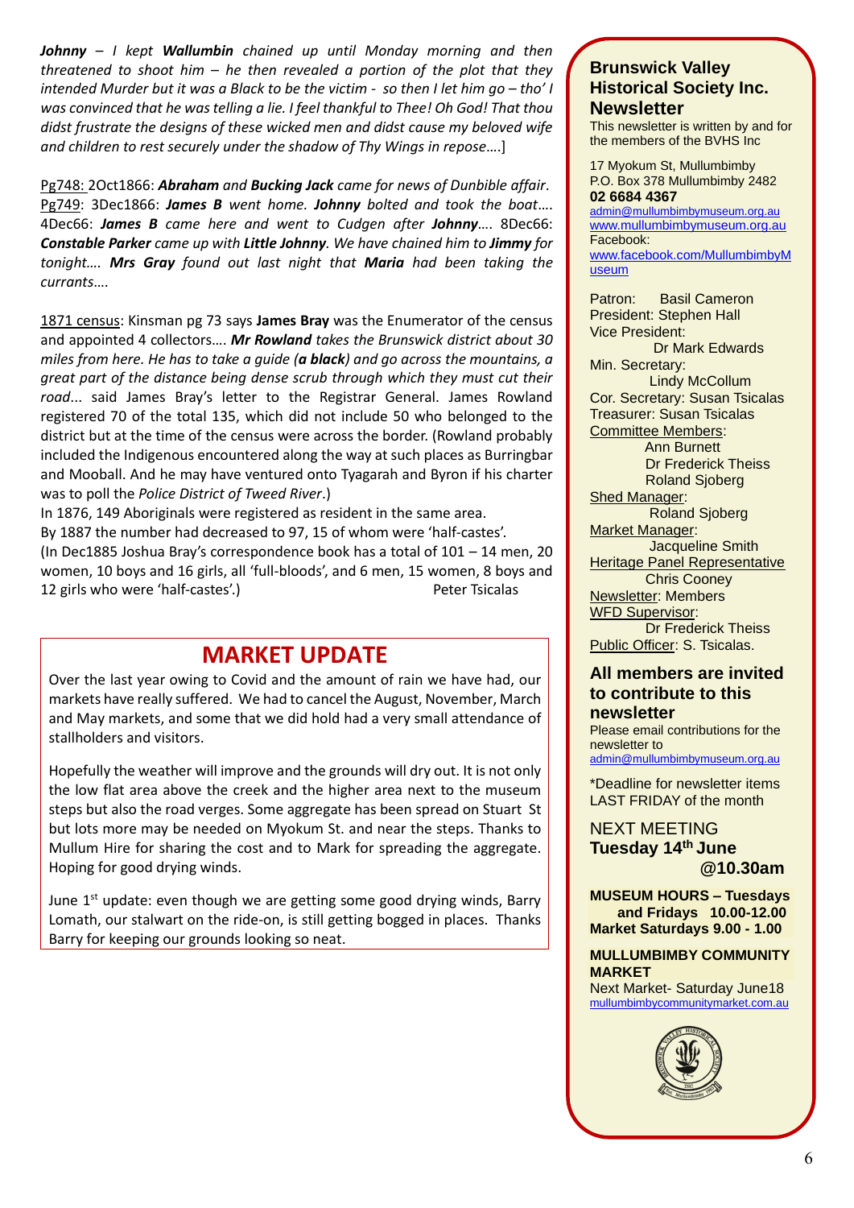*__Johnny__ – I kept __Wallumbin__ chained up until Monday morning and then threatened to shoot him – he then revealed a portion of the plot that they intended Murder but it was a Black to be the victim - so then I let him go – tho' I was convinced that he was telling a lie. I feel thankful to Thee! Oh God! That thou didst frustrate the designs of these wicked men and didst cause my beloved wife and children to rest securely under the shadow of Thy Wings in repose*….]

Pg748: 2Oct1866: ***Abraham*** *and* ***Bucking Jack*** *came for news of Dunbible affair*. Pg749: 3Dec1866: ***James B*** *went home.* ***Johnny*** *bolted and took the boat*…. 4Dec66: ***James B*** *came here and went to Cudgen after* ***Johnny***…. 8Dec66: ***Constable Parker*** *came up with* ***Little Johnny****. We have chained him to* ***Jimmy*** *for tonight….* ***Mrs Gray*** *found out last night that* ***Maria*** *had been taking the currants*….

1871 census: Kinsman pg 73 says **James Bray** was the Enumerator of the census and appointed 4 collectors…. ***Mr Rowland*** *takes the Brunswick district about 30 miles from here. He has to take a guide (****a black****) and go across the mountains, a great part of the distance being dense scrub through which they must cut their road*... said James Bray's letter to the Registrar General. James Rowland registered 70 of the total 135, which did not include 50 who belonged to the district but at the time of the census were across the border. (Rowland probably included the Indigenous encountered along the way at such places as Burringbar and Mooball. And he may have ventured onto Tyagarah and Byron if his charter was to poll the *Police District of Tweed River*.)

In 1876, 149 Aboriginals were registered as resident in the same area.

By 1887 the number had decreased to 97, 15 of whom were 'half-castes'.

(In Dec1885 Joshua Bray's correspondence book has a total of 101 – 14 men, 20 women, 10 boys and 16 girls, all 'full-bloods', and 6 men, 15 women, 8 boys and 12 girls who were 'half-castes'.)

Peter Tsicalas

## MARKET UPDATE

Over the last year owing to Covid and the amount of rain we have had, our markets have really suffered. We had to cancel the August, November, March and May markets, and some that we did hold had a very small attendance of stallholders and visitors.

Hopefully the weather will improve and the grounds will dry out. It is not only the low flat area above the creek and the higher area next to the museum steps but also the road verges. Some aggregate has been spread on Stuart St but lots more may be needed on Myokum St. and near the steps. Thanks to Mullum Hire for sharing the cost and to Mark for spreading the aggregate. Hoping for good drying winds.

June 1st update: even though we are getting some good drying winds, Barry Lomath, our stalwart on the ride-on, is still getting bogged in places. Thanks Barry for keeping our grounds looking so neat.

## Brunswick Valley Historical Society Inc. Newsletter

This newsletter is written by and for the members of the BVHS Inc

17 Myokum St, Mullumbimby
P.O. Box 378 Mullumbimby 2482
**02 6684 4367**
admin@mullumbimbymuseum.org.au
www.mullumbimbymuseum.org.au
Facebook:
www.facebook.com/MullumbimbyMuseum

Patron: Basil Cameron
President: Stephen Hall
Vice President: Dr Mark Edwards
Min. Secretary: Lindy McCollum
Cor. Secretary: Susan Tsicalas
Treasurer: Susan Tsicalas
Committee Members: Ann Burnett, Dr Frederick Theiss, Roland Sjoberg
Shed Manager: Roland Sjoberg
Market Manager: Jacqueline Smith
Heritage Panel Representative: Chris Cooney
Newsletter: Members
WFD Supervisor: Dr Frederick Theiss
Public Officer: S. Tsicalas.

### All members are invited to contribute to this newsletter

Please email contributions for the newsletter to admin@mullumbimbymuseum.org.au

*Deadline for newsletter items LAST FRIDAY of the month

NEXT MEETING
**Tuesday 14th June @10.30am**

**MUSEUM HOURS – Tuesdays and Fridays 10.00-12.00**
**Market Saturdays 9.00 - 1.00**

**MULLUMBIMBY COMMUNITY MARKET**
Next Market- Saturday June18
mullumbimbycommunitymarket.com.au